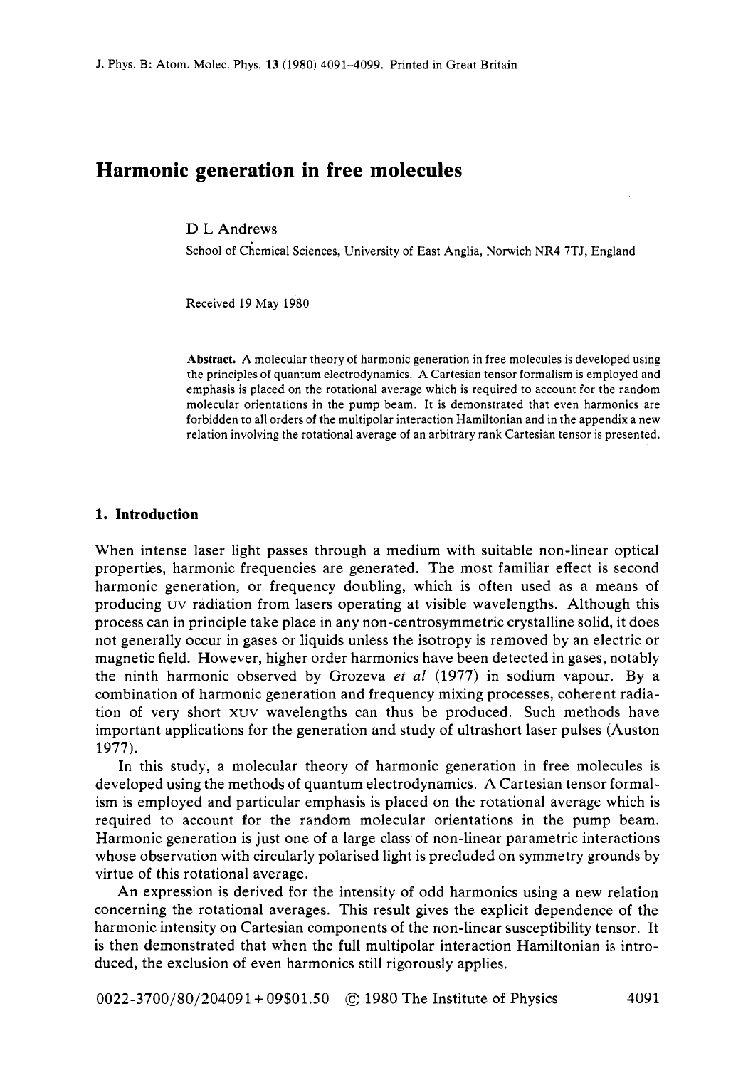# Harmonic generation in free molecules

D L Andrews

School of Chemical Sciences, University of East Anglia, Norwich NR4 7TJ, England

Received 19 May 1980

**Abstract.** A molecular theory of harmonic generation in free molecules is developed using the principles of quantum electrodynamics. A Cartesian tensor formalism is employed and emphasis is placed on the rotational average which is required to account for the random molecular orientations in the pump beam. It is demonstrated that even harmonics are forbidden to all orders of the multipolar interaction Hamiltonian and in the appendix a new relation involving the rotational average of an arbitrary rank Cartesian tensor is presented.

## 1. Introduction

When intense laser light passes through a medium with suitable non-linear optical properties, harmonic frequencies are generated. The most familiar effect is second harmonic generation, or frequency doubling, which is often used as a means of producing UV radiation from lasers operating at visible wavelengths. Although this process can in principle take place in any non-centrosymmetric crystalline solid, it does not generally occur in gases or liquids unless the isotropy is removed by an electric or magnetic field. However, higher order harmonics have been detected in gases, notably the ninth harmonic observed by Grozeva *et al* (1977) in sodium vapour. By a combination of harmonic generation and frequency mixing processes, coherent radiation of very short XUV wavelengths can thus be produced. Such methods have important applications for the generation and study of ultrashort laser pulses (Auston 1977).

In this study, a molecular theory of harmonic generation in free molecules is developed using the methods of quantum electrodynamics. A Cartesian tensor formalism is employed and particular emphasis is placed on the rotational average which is required to account for the random molecular orientations in the pump beam. Harmonic generation is just one of a large class of non-linear parametric interactions whose observation with circularly polarised light is precluded on symmetry grounds by virtue of this rotational average.

An expression is derived for the intensity of odd harmonics using a new relation concerning the rotational averages. This result gives the explicit dependence of the harmonic intensity on Cartesian components of the non-linear susceptibility tensor. It is then demonstrated that when the full multipolar interaction Hamiltonian is introduced, the exclusion of even harmonics still rigorously applies.

0022-3700/80/204091+09$01.50 © 1980 The Institute of Physics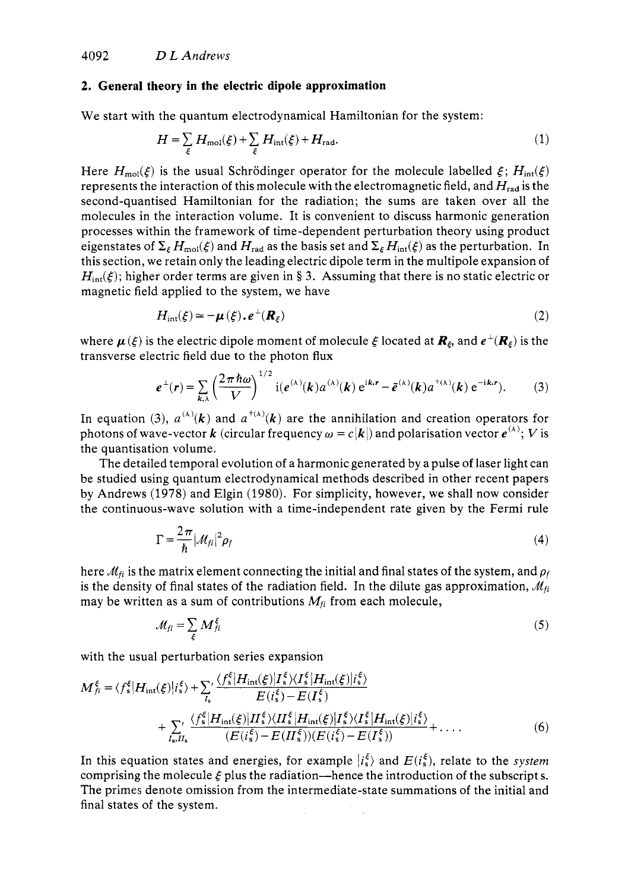## 2. General theory in the electric dipole approximation

We start with the quantum electrodynamical Hamiltonian for the system:

$$H=\sum_{\xi} H_{\mathrm{mol}}(\xi)+\sum_{\xi} H_{\mathrm{int}}(\xi)+H_{\mathrm{rad}}. \tag{1}$$

Here $H_{\mathrm{mol}}(\xi)$ is the usual Schrödinger operator for the molecule labelled $\xi$; $H_{\mathrm{int}}(\xi)$ represents the interaction of this molecule with the electromagnetic field, and $H_{\mathrm{rad}}$ is the second-quantised Hamiltonian for the radiation; the sums are taken over all the molecules in the interaction volume. It is convenient to discuss harmonic generation processes within the framework of time-dependent perturbation theory using product eigenstates of $\Sigma_{\xi} H_{\mathrm{mol}}(\xi)$ and $H_{\mathrm{rad}}$ as the basis set and $\Sigma_{\xi} H_{\mathrm{int}}(\xi)$ as the perturbation. In this section, we retain only the leading electric dipole term in the multipole expansion of $H_{\mathrm{int}}(\xi)$; higher order terms are given in § 3. Assuming that there is no static electric or magnetic field applied to the system, we have

$$H_{\mathrm{int}}(\xi)\simeq-\boldsymbol{\mu}(\xi)\cdot\boldsymbol{e}^{\perp}(\boldsymbol{R}_{\xi}) \tag{2}$$

where $\boldsymbol{\mu}(\xi)$ is the electric dipole moment of molecule $\xi$ located at $\boldsymbol{R}_{\xi}$, and $\boldsymbol{e}^{\perp}(\boldsymbol{R}_{\xi})$ is the transverse electric field due to the photon flux

$$\boldsymbol{e}^{\perp}(\boldsymbol{r})=\sum_{\boldsymbol{k},\lambda}\left(\frac{2\pi\hbar\omega}{V}\right)^{1/2}\mathrm{i}\left(\boldsymbol{e}^{(\lambda)}(\boldsymbol{k})a^{(\lambda)}(\boldsymbol{k})\,\mathrm{e}^{\mathrm{i}\boldsymbol{k}\cdot\boldsymbol{r}}-\bar{\boldsymbol{e}}^{(\lambda)}(\boldsymbol{k})a^{+(\lambda)}(\boldsymbol{k})\,\mathrm{e}^{-\mathrm{i}\boldsymbol{k}\cdot\boldsymbol{r}}\right). \tag{3}$$

In equation (3), $a^{(\lambda)}(\boldsymbol{k})$ and $a^{+(\lambda)}(\boldsymbol{k})$ are the annihilation and creation operators for photons of wave-vector $\boldsymbol{k}$ (circular frequency $\omega=c|\boldsymbol{k}|$) and polarisation vector $\boldsymbol{e}^{(\lambda)}$; $V$ is the quantisation volume.

The detailed temporal evolution of a harmonic generated by a pulse of laser light can be studied using quantum electrodynamical methods described in other recent papers by Andrews (1978) and Elgin (1980). For simplicity, however, we shall now consider the continuous-wave solution with a time-independent rate given by the Fermi rule

$$\Gamma=\frac{2\pi}{\hbar}|\mathcal{M}_{fi}|^{2}\rho_{f} \tag{4}$$

here $\mathcal{M}_{fi}$ is the matrix element connecting the initial and final states of the system, and $\rho_f$ is the density of final states of the radiation field. In the dilute gas approximation, $\mathcal{M}_{fi}$ may be written as a sum of contributions $M_{fi}$ from each molecule,

$$\mathcal{M}_{fi}=\sum_{\xi} M_{fi}^{\xi} \tag{5}$$

with the usual perturbation series expansion

$$\begin{aligned}M_{fi}^{\xi}=&\langle f_{\mathrm{s}}^{\xi}|H_{\mathrm{int}}(\xi)|i_{\mathrm{s}}^{\xi}\rangle+\sum_{I_{\mathrm{s}}}{}'\frac{\langle f_{\mathrm{s}}^{\xi}|H_{\mathrm{int}}(\xi)|I_{\mathrm{s}}^{\xi}\rangle\langle I_{\mathrm{s}}^{\xi}|H_{\mathrm{int}}(\xi)|i_{\mathrm{s}}^{\xi}\rangle}{E(i_{\mathrm{s}}^{\xi})-E(I_{\mathrm{s}}^{\xi})}\\&+\sum_{I_{\mathrm{s}},II_{\mathrm{s}}}{}'\frac{\langle f_{\mathrm{s}}^{\xi}|H_{\mathrm{int}}(\xi)|II_{\mathrm{s}}^{\xi}\rangle\langle II_{\mathrm{s}}^{\xi}|H_{\mathrm{int}}(\xi)|I_{\mathrm{s}}^{\xi}\rangle\langle I_{\mathrm{s}}^{\xi}|H_{\mathrm{int}}(\xi)|i_{\mathrm{s}}^{\xi}\rangle}{(E(i_{\mathrm{s}}^{\xi})-E(II_{\mathrm{s}}^{\xi}))(E(i_{\mathrm{s}}^{\xi})-E(I_{\mathrm{s}}^{\xi}))}+\ldots.\end{aligned} \tag{6}$$

In this equation states and energies, for example $|i_{\mathrm{s}}^{\xi}\rangle$ and $E(i_{\mathrm{s}}^{\xi})$, relate to the *system* comprising the molecule $\xi$ plus the radiation—hence the introduction of the subscript s. The primes denote omission from the intermediate-state summations of the initial and final states of the system.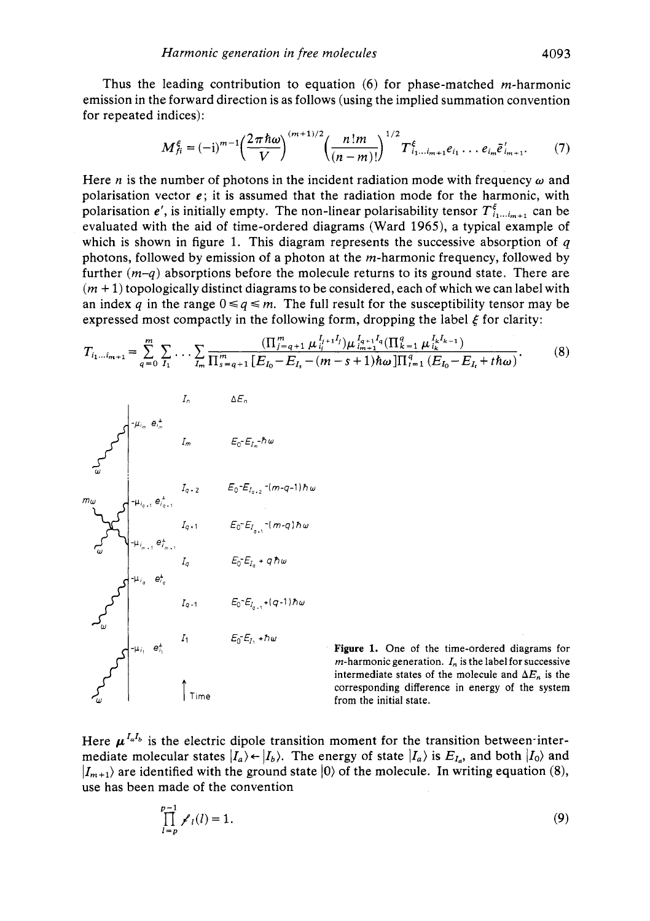Thus the leading contribution to equation (6) for phase-matched $m$-harmonic emission in the forward direction is as follows (using the implied summation convention for repeated indices):

$$M_{fi}^{\xi} = (-\mathrm{i})^{m-1}\left(\frac{2\pi\hbar\omega}{V}\right)^{(m+1)/2}\left(\frac{n!m}{(n-m)!}\right)^{1/2} T^{\xi}_{i_1\ldots i_{m+1}} e_{i_1}\ldots e_{i_m}\bar{e}'_{i_{m+1}}. \tag{7}$$

Here $n$ is the number of photons in the incident radiation mode with frequency $\omega$ and polarisation vector $\boldsymbol{e}$; it is assumed that the radiation mode for the harmonic, with polarisation $\boldsymbol{e}'$, is initially empty. The non-linear polarisability tensor $T^{\xi}_{i_1\ldots i_{m+1}}$ can be evaluated with the aid of time-ordered diagrams (Ward 1965), a typical example of which is shown in figure 1. This diagram represents the successive absorption of $q$ photons, followed by emission of a photon at the $m$-harmonic frequency, followed by further $(m-q)$ absorptions before the molecule returns to its ground state. There are $(m+1)$ topologically distinct diagrams to be considered, each of which we can label with an index $q$ in the range $0 \leqslant q \leqslant m$. The full result for the susceptibility tensor may be expressed most compactly in the following form, dropping the label $\xi$ for clarity:

$$T_{i_1\ldots i_{m+1}} = \sum_{q=0}^{m}\sum_{I_1}\cdots\sum_{I_m}\frac{\left(\prod_{j=q+1}^{m}\mu_{i_j}^{I_{j+1}I_j}\right)\mu_{i_{m+1}}^{I_{q+1}I_q}\left(\prod_{k=1}^{q}\mu_{i_k}^{I_kI_{k-1}}\right)}{\prod_{s=q+1}^{m}\left[E_{I_0}-E_{I_s}-(m-s+1)\hbar\omega\right]\prod_{t=1}^{q}\left(E_{I_0}-E_{I_t}+t\hbar\omega\right)}. \tag{8}$$

**Figure 1.** One of the time-ordered diagrams for $m$-harmonic generation. $I_n$ is the label for successive intermediate states of the molecule and $\Delta E_n$ is the corresponding difference in energy of the system from the initial state.

Here $\boldsymbol{\mu}^{I_aI_b}$ is the electric dipole transition moment for the transition between intermediate molecular states $|I_a\rangle \leftarrow |I_b\rangle$. The energy of state $|I_a\rangle$ is $E_{I_a}$, and both $|I_0\rangle$ and $|I_{m+1}\rangle$ are identified with the ground state $|0\rangle$ of the molecule. In writing equation (8), use has been made of the convention

$$\prod_{l=p}^{p-1} f_l(l) = 1. \tag{9}$$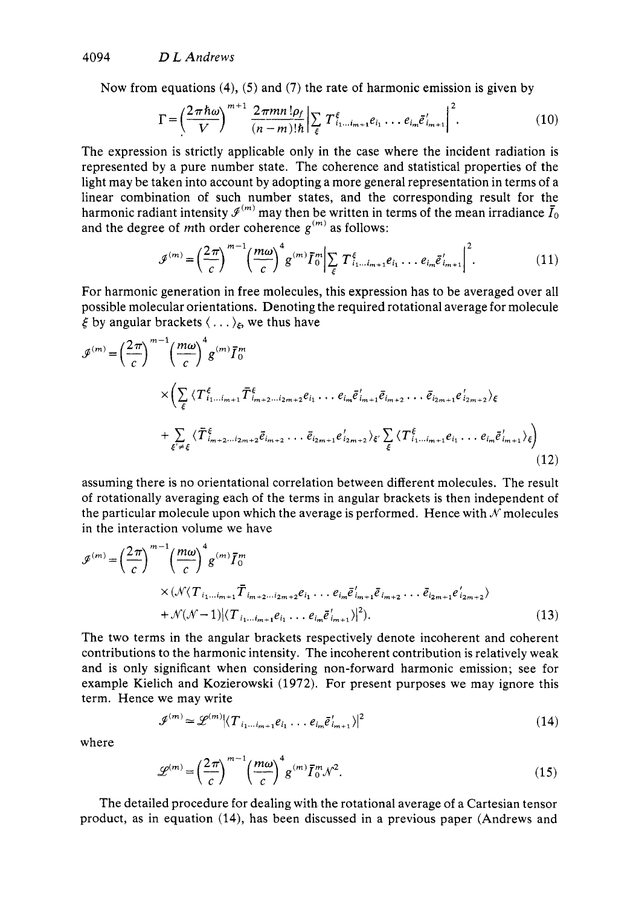Now from equations (4), (5) and (7) the rate of harmonic emission is given by

$$\Gamma = \left(\frac{2\pi\hbar\omega}{V}\right)^{m+1} \frac{2\pi m n! \rho_f}{(n-m)!\hbar} \left| \sum_{\xi} T^{\xi}_{i_1 \ldots i_{m+1}} e_{i_1} \ldots e_{i_m} \bar{e}'_{i_{m+1}} \right|^2. \tag{10}$$

The expression is strictly applicable only in the case where the incident radiation is represented by a pure number state. The coherence and statistical properties of the light may be taken into account by adopting a more general representation in terms of a linear combination of such number states, and the corresponding result for the harmonic radiant intensity $\mathscr{I}^{(m)}$ may then be written in terms of the mean irradiance $\bar{I}_0$ and the degree of $m$th order coherence $g^{(m)}$ as follows:

$$\mathscr{I}^{(m)} = \left(\frac{2\pi}{c}\right)^{m-1} \left(\frac{m\omega}{c}\right)^4 g^{(m)} \bar{I}_0^m \left| \sum_{\xi} T^{\xi}_{i_1 \ldots i_{m+1}} e_{i_1} \ldots e_{i_m} \bar{e}'_{i_{m+1}} \right|^2. \tag{11}$$

For harmonic generation in free molecules, this expression has to be averaged over all possible molecular orientations. Denoting the required rotational average for molecule $\xi$ by angular brackets $\langle \ldots \rangle_\xi$, we thus have

$$\begin{aligned}
\mathscr{I}^{(m)} = {} & \left(\frac{2\pi}{c}\right)^{m-1} \left(\frac{m\omega}{c}\right)^4 g^{(m)} \bar{I}_0^m \\
& \times \Big( \sum_{\xi} \langle T^{\xi}_{i_1 \ldots i_{m+1}} \bar{T}^{\xi}_{i_{m+2} \ldots i_{2m+2}} e_{i_1} \ldots e_{i_m} \bar{e}'_{i_{m+1}} \bar{e}_{i_{m+2}} \ldots \bar{e}_{i_{2m+1}} e'_{i_{2m+2}} \rangle_\xi \\
& + \sum_{\xi' \neq \xi} \langle \bar{T}^{\xi}_{i_{m+2} \ldots i_{2m+2}} \bar{e}_{i_{m+2}} \ldots \bar{e}_{i_{2m+1}} e'_{i_{2m+2}} \rangle_{\xi'} \sum_{\xi} \langle T^{\xi}_{i_1 \ldots i_{m+1}} e_{i_1} \ldots e_{i_m} \bar{e}'_{i_{m+1}} \rangle_\xi \Big)
\end{aligned} \tag{12}$$

assuming there is no orientational correlation between different molecules. The result of rotationally averaging each of the terms in angular brackets is then independent of the particular molecule upon which the average is performed. Hence with $\mathcal{N}$ molecules in the interaction volume we have

$$\begin{aligned}
\mathscr{I}^{(m)} = {} & \left(\frac{2\pi}{c}\right)^{m-1} \left(\frac{m\omega}{c}\right)^4 g^{(m)} \bar{I}_0^m \\
& \times (\mathcal{N} \langle T_{i_1 \ldots i_{m+1}} \bar{T}_{i_{m+2} \ldots i_{2m+2}} e_{i_1} \ldots e_{i_m} \bar{e}'_{i_{m+1}} \bar{e}_{i_{m+2}} \ldots \bar{e}_{i_{2m+1}} e'_{i_{2m+2}} \rangle \\
& + \mathcal{N}(\mathcal{N}-1) |\langle T_{i_1 \ldots i_{m+1}} e_{i_1} \ldots e_{i_m} \bar{e}'_{i_{m+1}} \rangle|^2 ).
\end{aligned} \tag{13}$$

The two terms in the angular brackets respectively denote incoherent and coherent contributions to the harmonic intensity. The incoherent contribution is relatively weak and is only significant when considering non-forward harmonic emission; see for example Kielich and Kozierowski (1972). For present purposes we may ignore this term. Hence we may write

$$\mathscr{I}^{(m)} \simeq \mathscr{L}^{(m)} |\langle T_{i_1 \ldots i_{m+1}} e_{i_1} \ldots e_{i_m} \bar{e}'_{i_{m+1}} \rangle|^2 \tag{14}$$

where

$$\mathscr{L}^{(m)} = \left(\frac{2\pi}{c}\right)^{m-1} \left(\frac{m\omega}{c}\right)^4 g^{(m)} \bar{I}_0^m \mathcal{N}^2. \tag{15}$$

The detailed procedure for dealing with the rotational average of a Cartesian tensor product, as in equation (14), has been discussed in a previous paper (Andrews and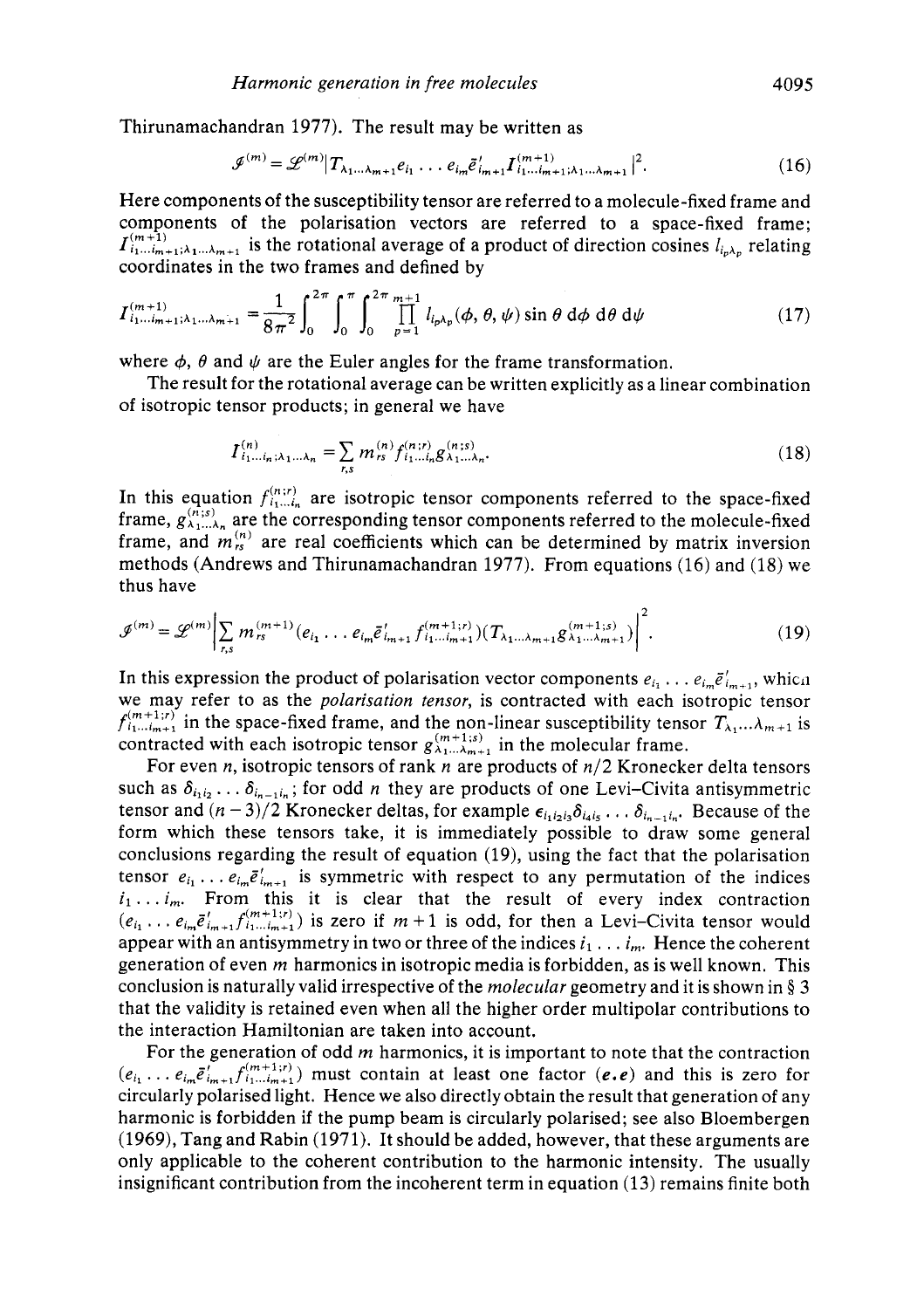Thirunamachandran 1977). The result may be written as

$$\mathcal{I}^{(m)} = \mathcal{L}^{(m)} |T_{\lambda_1 \ldots \lambda_{m+1}} e_{i_1} \ldots e_{i_m} \bar{e}'_{i_{m+1}} I^{(m+1)}_{i_1 \ldots i_{m+1}; \lambda_1 \ldots \lambda_{m+1}}|^2. \tag{16}$$

Here components of the susceptibility tensor are referred to a molecule-fixed frame and components of the polarisation vectors are referred to a space-fixed frame; $I^{(m+1)}_{i_1 \ldots i_{m+1}; \lambda_1 \ldots \lambda_{m+1}}$ is the rotational average of a product of direction cosines $l_{i_p \lambda_p}$ relating coordinates in the two frames and defined by

$$I^{(m+1)}_{i_1 \ldots i_{m+1}; \lambda_1 \ldots \lambda_{m+1}} = \frac{1}{8\pi^2} \int_0^{2\pi} \int_0^{\pi} \int_0^{2\pi} \prod_{p=1}^{m+1} l_{i_p \lambda_p}(\phi, \theta, \psi) \sin\theta \, d\phi \, d\theta \, d\psi \tag{17}$$

where $\phi$, $\theta$ and $\psi$ are the Euler angles for the frame transformation.

The result for the rotational average can be written explicitly as a linear combination of isotropic tensor products; in general we have

$$I^{(n)}_{i_1 \ldots i_n; \lambda_1 \ldots \lambda_n} = \sum_{r,s} m^{(n)}_{rs} f^{(n;r)}_{i_1 \ldots i_n} g^{(n;s)}_{\lambda_1 \ldots \lambda_n}. \tag{18}$$

In this equation $f^{(n;r)}_{i_1 \ldots i_n}$ are isotropic tensor components referred to the space-fixed frame, $g^{(n;s)}_{\lambda_1 \ldots \lambda_n}$ are the corresponding tensor components referred to the molecule-fixed frame, and $m^{(n)}_{rs}$ are real coefficients which can be determined by matrix inversion methods (Andrews and Thirunamachandran 1977). From equations (16) and (18) we thus have

$$\mathcal{I}^{(m)} = \mathcal{L}^{(m)} \left| \sum_{r,s} m^{(m+1)}_{rs} (e_{i_1} \ldots e_{i_m} \bar{e}'_{i_{m+1}} f^{(m+1;r)}_{i_1 \ldots i_{m+1}})(T_{\lambda_1 \ldots \lambda_{m+1}} g^{(m+1;s)}_{\lambda_1 \ldots \lambda_{m+1}}) \right|^2. \tag{19}$$

In this expression the product of polarisation vector components $e_{i_1} \ldots e_{i_m} \bar{e}'_{i_{m+1}}$, which we may refer to as the *polarisation tensor*, is contracted with each isotropic tensor $f^{(m+1;r)}_{i_1 \ldots i_{m+1}}$ in the space-fixed frame, and the non-linear susceptibility tensor $T_{\lambda_1 \ldots \lambda_{m+1}}$ is contracted with each isotropic tensor $g^{(m+1;s)}_{\lambda_1 \ldots \lambda_{m+1}}$ in the molecular frame.

For even $n$, isotropic tensors of rank $n$ are products of $n/2$ Kronecker delta tensors such as $\delta_{i_1 i_2} \ldots \delta_{i_{n-1} i_n}$; for odd $n$ they are products of one Levi-Civita antisymmetric tensor and $(n-3)/2$ Kronecker deltas, for example $\epsilon_{i_1 i_2 i_3} \delta_{i_4 i_5} \ldots \delta_{i_{n-1} i_n}$. Because of the form which these tensors take, it is immediately possible to draw some general conclusions regarding the result of equation (19), using the fact that the polarisation tensor $e_{i_1} \ldots e_{i_m} \bar{e}'_{i_{m+1}}$ is symmetric with respect to any permutation of the indices $i_1 \ldots i_m$. From this it is clear that the result of every index contraction $(e_{i_1} \ldots e_{i_m} \bar{e}'_{i_{m+1}} f^{(m+1;r)}_{i_1 \ldots i_{m+1}})$ is zero if $m+1$ is odd, for then a Levi-Civita tensor would appear with an antisymmetry in two or three of the indices $i_1 \ldots i_m$. Hence the coherent generation of even $m$ harmonics in isotropic media is forbidden, as is well known. This conclusion is naturally valid irrespective of the *molecular* geometry and it is shown in § 3 that the validity is retained even when all the higher order multipolar contributions to the interaction Hamiltonian are taken into account.

For the generation of odd $m$ harmonics, it is important to note that the contraction $(e_{i_1} \ldots e_{i_m} \bar{e}'_{i_{m+1}} f^{(m+1;r)}_{i_1 \ldots i_{m+1}})$ must contain at least one factor $(\boldsymbol{e}.\boldsymbol{e})$ and this is zero for circularly polarised light. Hence we also directly obtain the result that generation of any harmonic is forbidden if the pump beam is circularly polarised; see also Bloembergen (1969), Tang and Rabin (1971). It should be added, however, that these arguments are only applicable to the coherent contribution to the harmonic intensity. The usually insignificant contribution from the incoherent term in equation (13) remains finite both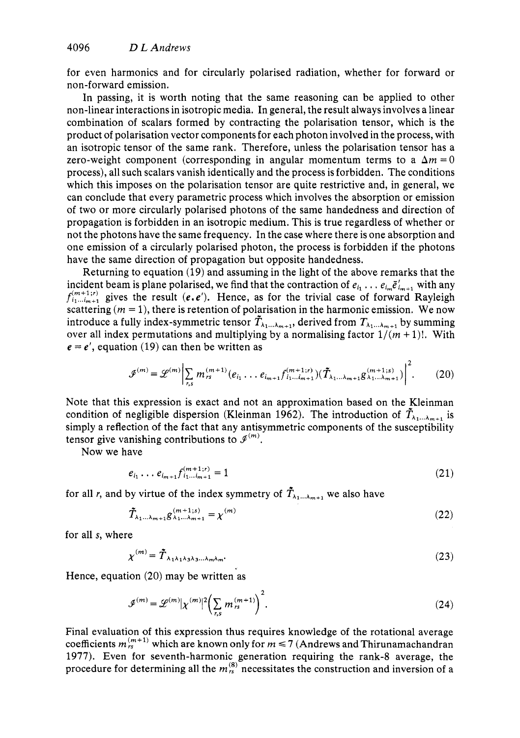for even harmonics and for circularly polarised radiation, whether for forward or non-forward emission.

In passing, it is worth noting that the same reasoning can be applied to other non-linear interactions in isotropic media. In general, the result always involves a linear combination of scalars formed by contracting the polarisation tensor, which is the product of polarisation vector components for each photon involved in the process, with an isotropic tensor of the same rank. Therefore, unless the polarisation tensor has a zero-weight component (corresponding in angular momentum terms to a $\Delta m = 0$ process), all such scalars vanish identically and the process is forbidden. The conditions which this imposes on the polarisation tensor are quite restrictive and, in general, we can conclude that every parametric process which involves the absorption or emission of two or more circularly polarised photons of the same handedness and direction of propagation is forbidden in an isotropic medium. This is true regardless of whether or not the photons have the same frequency. In the case where there is one absorption and one emission of a circularly polarised photon, the process is forbidden if the photons have the same direction of propagation but opposite handedness.

Returning to equation (19) and assuming in the light of the above remarks that the incident beam is plane polarised, we find that the contraction of $e_{i_1} \ldots e_{i_m} \bar{e}'_{i_{m+1}}$ with any $f^{(m+1;r)}_{i_1 \ldots i_{m+1}}$ gives the result $(\boldsymbol{e} . \boldsymbol{e}')$. Hence, as for the trivial case of forward Rayleigh scattering ($m = 1$), there is retention of polarisation in the harmonic emission. We now introduce a fully index-symmetric tensor $\tilde{T}_{\lambda_1 \ldots \lambda_{m+1}}$, derived from $T_{\lambda_1 \ldots \lambda_{m+1}}$ by summing over all index permutations and multiplying by a normalising factor $1/(m+1)!$. With $\boldsymbol{e} = \boldsymbol{e}'$, equation (19) can then be written as

$$\mathscr{I}^{(m)} = \mathscr{L}^{(m)} \left| \sum_{r,s} m_{rs}^{(m+1)} (e_{i_1} \ldots e_{i_{m+1}} f^{(m+1;r)}_{i_1 \ldots i_{m+1}})(\tilde{T}_{\lambda_1 \ldots \lambda_{m+1}} g^{(m+1;s)}_{\lambda_1 \ldots \lambda_{m+1}}) \right|^2. \tag{20}$$

Note that this expression is exact and not an approximation based on the Kleinman condition of negligible dispersion (Kleinman 1962). The introduction of $\tilde{T}_{\lambda_1 \ldots \lambda_{m+1}}$ is simply a reflection of the fact that any antisymmetric components of the susceptibility tensor give vanishing contributions to $\mathscr{I}^{(m)}$.

Now we have

$$e_{i_1} \ldots e_{i_{m+1}} f^{(m+1;r)}_{i_1 \ldots i_{m+1}} = 1 \tag{21}$$

for all $r$, and by virtue of the index symmetry of $\tilde{T}_{\lambda_1 \ldots \lambda_{m+1}}$ we also have

$$\tilde{T}_{\lambda_1 \ldots \lambda_{m+1}} g^{(m+1;s)}_{\lambda_1 \ldots \lambda_{m+1}} = \chi^{(m)} \tag{22}$$

for all $s$, where

$$\chi^{(m)} = \tilde{T}_{\lambda_1 \lambda_1 \lambda_3 \lambda_3 \ldots \lambda_m \lambda_m}. \tag{23}$$

Hence, equation (20) may be written as

$$\mathscr{I}^{(m)} = \mathscr{L}^{(m)} |\chi^{(m)}|^2 \left( \sum_{r,s} m_{rs}^{(m+1)} \right)^2. \tag{24}$$

Final evaluation of this expression thus requires knowledge of the rotational average coefficients $m_{rs}^{(m+1)}$ which are known only for $m \leq 7$ (Andrews and Thirunamachandran 1977). Even for seventh-harmonic generation requiring the rank-8 average, the procedure for determining all the $m_{rs}^{(8)}$ necessitates the construction and inversion of a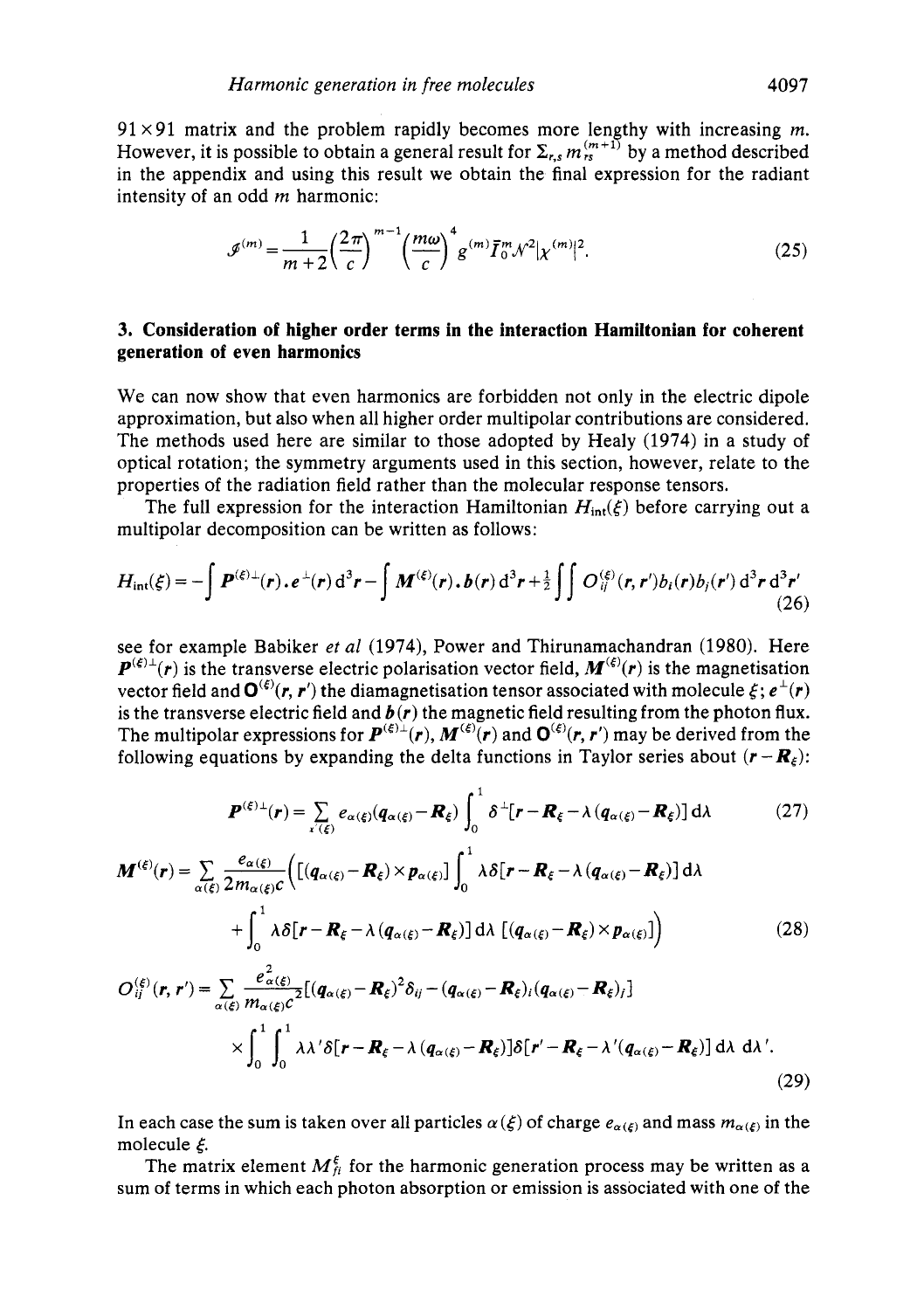$91 \times 91$ matrix and the problem rapidly becomes more lengthy with increasing $m$. However, it is possible to obtain a general result for $\Sigma_{r,s} m_{rs}^{(m+1)}$ by a method described in the appendix and using this result we obtain the final expression for the radiant intensity of an odd $m$ harmonic:

$$\mathscr{I}^{(m)} = \frac{1}{m+2}\left(\frac{2\pi}{c}\right)^{m-1}\left(\frac{m\omega}{c}\right)^4 g^{(m)}\bar{I}_0^m \mathcal{N}^2 |\chi^{(m)}|^2. \tag{25}$$

## 3. Consideration of higher order terms in the interaction Hamiltonian for coherent generation of even harmonics

We can now show that even harmonics are forbidden not only in the electric dipole approximation, but also when all higher order multipolar contributions are considered. The methods used here are similar to those adopted by Healy (1974) in a study of optical rotation; the symmetry arguments used in this section, however, relate to the properties of the radiation field rather than the molecular response tensors.

The full expression for the interaction Hamiltonian $H_{\text{int}}(\xi)$ before carrying out a multipolar decomposition can be written as follows:

$$H_{\text{int}}(\xi) = -\int \boldsymbol{P}^{(\xi)\perp}(\boldsymbol{r}) \cdot \boldsymbol{e}^{\perp}(\boldsymbol{r})\,\mathrm{d}^3\boldsymbol{r} - \int \boldsymbol{M}^{(\xi)}(\boldsymbol{r}) \cdot \boldsymbol{b}(\boldsymbol{r})\,\mathrm{d}^3\boldsymbol{r} + \tfrac{1}{2}\iint O_{ij}^{(\xi)}(\boldsymbol{r}, \boldsymbol{r}')b_i(\boldsymbol{r})b_j(\boldsymbol{r}')\,\mathrm{d}^3\boldsymbol{r}\,\mathrm{d}^3\boldsymbol{r}' \tag{26}$$

see for example Babiker *et al* (1974), Power and Thirunamachandran (1980). Here $\boldsymbol{P}^{(\xi)\perp}(\boldsymbol{r})$ is the transverse electric polarisation vector field, $\boldsymbol{M}^{(\xi)}(\boldsymbol{r})$ is the magnetisation vector field and $\mathbf{O}^{(\xi)}(\boldsymbol{r}, \boldsymbol{r}')$ the diamagnetisation tensor associated with molecule $\xi$; $\boldsymbol{e}^{\perp}(\boldsymbol{r})$ is the transverse electric field and $\boldsymbol{b}(\boldsymbol{r})$ the magnetic field resulting from the photon flux. The multipolar expressions for $\boldsymbol{P}^{(\xi)\perp}(\boldsymbol{r})$, $\boldsymbol{M}^{(\xi)}(\boldsymbol{r})$ and $\mathbf{O}^{(\xi)}(\boldsymbol{r}, \boldsymbol{r}')$ may be derived from the following equations by expanding the delta functions in Taylor series about $(\boldsymbol{r} - \boldsymbol{R}_\xi)$:

$$\boldsymbol{P}^{(\xi)\perp}(\boldsymbol{r}) = \sum_{\alpha(\xi)} e_{\alpha(\xi)}(\boldsymbol{q}_{\alpha(\xi)} - \boldsymbol{R}_\xi)\int_0^1 \delta^{\perp}[\boldsymbol{r} - \boldsymbol{R}_\xi - \lambda(\boldsymbol{q}_{\alpha(\xi)} - \boldsymbol{R}_\xi)]\,\mathrm{d}\lambda \tag{27}$$

$$\boldsymbol{M}^{(\xi)}(\boldsymbol{r}) = \sum_{\alpha(\xi)} \frac{e_{\alpha(\xi)}}{2m_{\alpha(\xi)}c}\bigg([(\boldsymbol{q}_{\alpha(\xi)} - \boldsymbol{R}_\xi) \times \boldsymbol{p}_{\alpha(\xi)}]\int_0^1 \lambda\delta[\boldsymbol{r} - \boldsymbol{R}_\xi - \lambda(\boldsymbol{q}_{\alpha(\xi)} - \boldsymbol{R}_\xi)]\,\mathrm{d}\lambda + \int_0^1 \lambda\delta[\boldsymbol{r} - \boldsymbol{R}_\xi - \lambda(\boldsymbol{q}_{\alpha(\xi)} - \boldsymbol{R}_\xi)]\,\mathrm{d}\lambda\,[(\boldsymbol{q}_{\alpha(\xi)} - \boldsymbol{R}_\xi) \times \boldsymbol{p}_{\alpha(\xi)}]\bigg) \tag{28}$$

$$O_{ij}^{(\xi)}(\boldsymbol{r}, \boldsymbol{r}') = \sum_{\alpha(\xi)} \frac{e_{\alpha(\xi)}^2}{m_{\alpha(\xi)}c^2}[(\boldsymbol{q}_{\alpha(\xi)} - \boldsymbol{R}_\xi)^2\delta_{ij} - (\boldsymbol{q}_{\alpha(\xi)} - \boldsymbol{R}_\xi)_i(\boldsymbol{q}_{\alpha(\xi)} - \boldsymbol{R}_\xi)_j] \times \int_0^1\int_0^1 \lambda\lambda'\delta[\boldsymbol{r} - \boldsymbol{R}_\xi - \lambda(\boldsymbol{q}_{\alpha(\xi)} - \boldsymbol{R}_\xi)]\delta[\boldsymbol{r}' - \boldsymbol{R}_\xi - \lambda'(\boldsymbol{q}_{\alpha(\xi)} - \boldsymbol{R}_\xi)]\,\mathrm{d}\lambda\,\mathrm{d}\lambda'. \tag{29}$$

In each case the sum is taken over all particles $\alpha(\xi)$ of charge $e_{\alpha(\xi)}$ and mass $m_{\alpha(\xi)}$ in the molecule $\xi$.

The matrix element $M_{fi}^{\xi}$ for the harmonic generation process may be written as a sum of terms in which each photon absorption or emission is associated with one of the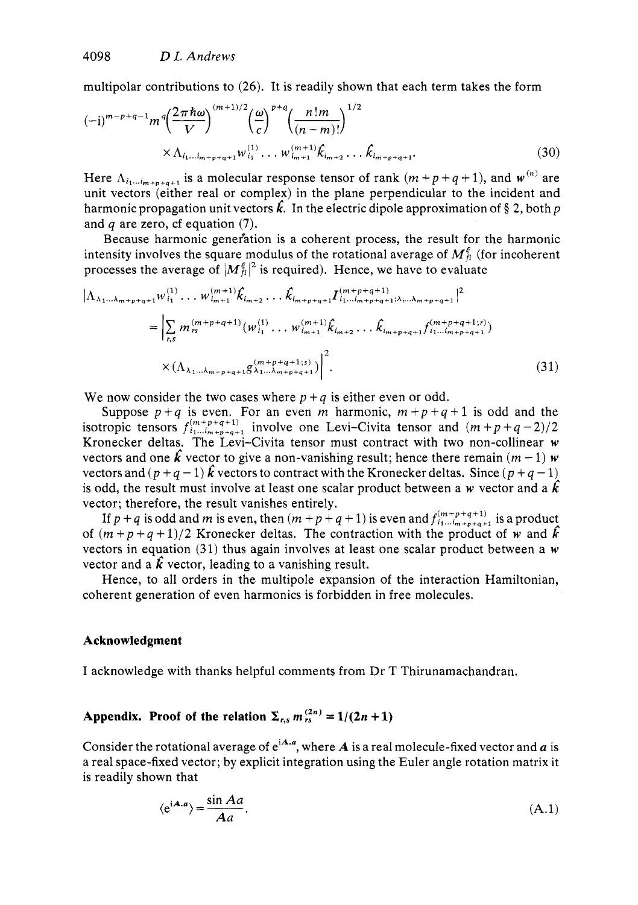multipolar contributions to (26). It is readily shown that each term takes the form

$$(-\mathrm{i})^{m-p-q-1} m^{q}\left(\frac{2\pi\hbar\omega}{V}\right)^{(m+1)/2}\left(\frac{\omega}{c}\right)^{p+q}\left(\frac{n!m}{(n-m)!}\right)^{1/2}$$
$$\times \Lambda_{i_1\ldots i_{m+p+q+1}} w_{i_1}^{(1)} \ldots w_{i_{m+1}}^{(m+1)} \hat{k}_{i_{m+2}} \ldots \hat{k}_{i_{m+p+q+1}}. \tag{30}$$

Here $\Lambda_{i_1\ldots i_{m+p+q+1}}$ is a molecular response tensor of rank $(m+p+q+1)$, and $\boldsymbol{w}^{(n)}$ are unit vectors (either real or complex) in the plane perpendicular to the incident and harmonic propagation unit vectors $\hat{\boldsymbol{k}}$. In the electric dipole approximation of § 2, both $p$ and $q$ are zero, cf equation (7).

Because harmonic generation is a coherent process, the result for the harmonic intensity involves the square modulus of the rotational average of $M_{fi}^{\xi}$ (for incoherent processes the average of $|M_{fi}^{\xi}|^2$ is required). Hence, we have to evaluate

$$|\Lambda_{\lambda_1\ldots\lambda_{m+p+q+1}} w_{i_1}^{(1)} \ldots w_{i_{m+1}}^{(m+1)} \hat{k}_{i_{m+2}} \ldots \hat{k}_{i_{m+p+q+1}} I^{(m+p+q+1)}_{i_1\ldots i_{m+p+q+1};\lambda_1\ldots\lambda_{m+p+q+1}}|^2$$
$$= \Big|\sum_{r,s} m_{rs}^{(m+p+q+1)} (w_{i_1}^{(1)} \ldots w_{i_{m+1}}^{(m+1)} \hat{k}_{i_{m+2}} \ldots \hat{k}_{i_{m+p+q+1}} f^{(m+p+q+1;r)}_{i_1\ldots i_{m+p+q+1}})$$
$$\times (\Lambda_{\lambda_1\ldots\lambda_{m+p+q+1}} g^{(m+p+q+1;s)}_{\lambda_1\ldots\lambda_{m+p+q+1}})\Big|^2 . \tag{31}$$

We now consider the two cases where $p+q$ is either even or odd.

Suppose $p+q$ is even. For an even $m$ harmonic, $m+p+q+1$ is odd and the isotropic tensors $f^{(m+p+q+1)}_{i_1\ldots i_{m+p+q+1}}$ involve one Levi-Civita tensor and $(m+p+q-2)/2$ Kronecker deltas. The Levi-Civita tensor must contract with two non-collinear $\boldsymbol{w}$ vectors and one $\hat{\boldsymbol{k}}$ vector to give a non-vanishing result; hence there remain $(m-1)$ $\boldsymbol{w}$ vectors and $(p+q-1)$ $\hat{\boldsymbol{k}}$ vectors to contract with the Kronecker deltas. Since $(p+q-1)$ is odd, the result must involve at least one scalar product between a $\boldsymbol{w}$ vector and a $\hat{\boldsymbol{k}}$ vector; therefore, the result vanishes entirely.

If $p+q$ is odd and $m$ is even, then $(m+p+q+1)$ is even and $f^{(m+p+q+1)}_{i_1\ldots i_{m+p+q+1}}$ is a product of $(m+p+q+1)/2$ Kronecker deltas. The contraction with the product of $\boldsymbol{w}$ and $\hat{\boldsymbol{k}}$ vectors in equation (31) thus again involves at least one scalar product between a $\boldsymbol{w}$ vector and a $\hat{\boldsymbol{k}}$ vector, leading to a vanishing result.

Hence, to all orders in the multipole expansion of the interaction Hamiltonian, coherent generation of even harmonics is forbidden in free molecules.

## Acknowledgment

I acknowledge with thanks helpful comments from Dr T Thirunamachandran.

## Appendix. Proof of the relation $\Sigma_{r,s} m_{rs}^{(2n)} = 1/(2n+1)$

Consider the rotational average of $\mathrm{e}^{\mathrm{i}\boldsymbol{A}\cdot\boldsymbol{a}}$, where $\boldsymbol{A}$ is a real molecule-fixed vector and $\boldsymbol{a}$ is a real space-fixed vector; by explicit integration using the Euler angle rotation matrix it is readily shown that

$$\langle \mathrm{e}^{\mathrm{i}\boldsymbol{A}\cdot\boldsymbol{a}}\rangle = \frac{\sin Aa}{Aa}. \tag{A.1}$$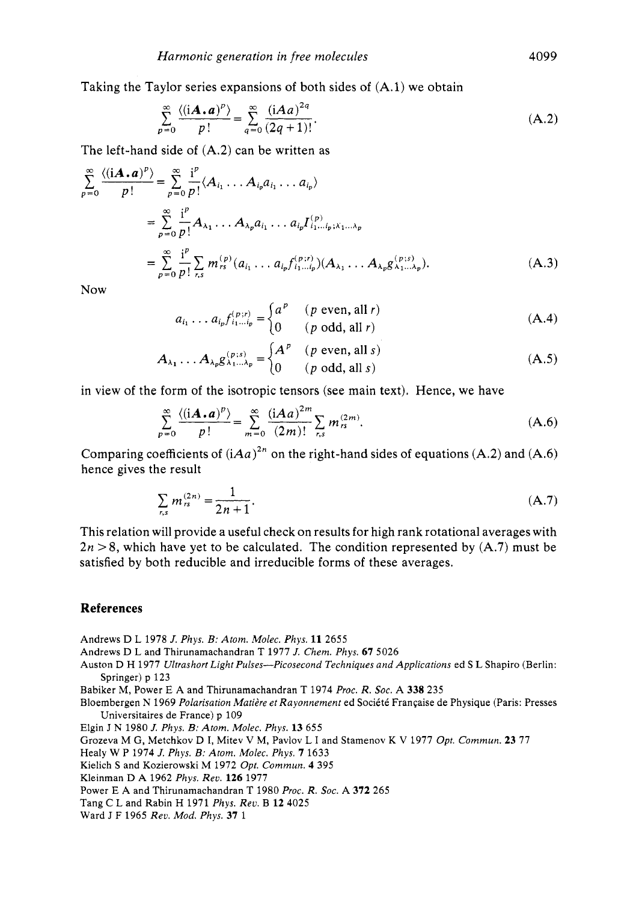Taking the Taylor series expansions of both sides of (A.1) we obtain

$$\sum_{p=0}^{\infty} \frac{\langle (\mathrm{i}\boldsymbol{A}\cdot\boldsymbol{a})^p \rangle}{p!} = \sum_{q=0}^{\infty} \frac{(\mathrm{i}Aa)^{2q}}{(2q+1)!}. \tag{A.2}$$

The left-hand side of (A.2) can be written as

$$\begin{aligned}
\sum_{p=0}^{\infty} \frac{\langle (\mathrm{i}\boldsymbol{A}\cdot\boldsymbol{a})^p \rangle}{p!} &= \sum_{p=0}^{\infty} \frac{\mathrm{i}^p}{p!} \langle A_{i_1} \ldots A_{i_p} a_{i_1} \ldots a_{i_p} \rangle \\
&= \sum_{p=0}^{\infty} \frac{\mathrm{i}^p}{p!} A_{\lambda_1} \ldots A_{\lambda_p} a_{i_1} \ldots a_{i_p} I^{(p)}_{i_1 \ldots i_p; \lambda_1 \ldots \lambda_p} \\
&= \sum_{p=0}^{\infty} \frac{\mathrm{i}^p}{p!} \sum_{r,s} m^{(p)}_{rs} (a_{i_1} \ldots a_{i_p} f^{(p;r)}_{i_1 \ldots i_p})(A_{\lambda_1} \ldots A_{\lambda_p} g^{(p;s)}_{\lambda_1 \ldots \lambda_p}).
\end{aligned} \tag{A.3}$$

Now

$$a_{i_1} \ldots a_{i_p} f^{(p;r)}_{i_1 \ldots i_p} = \begin{cases} a^p & (p \text{ even, all } r) \\ 0 & (p \text{ odd, all } r) \end{cases} \tag{A.4}$$

$$A_{\lambda_1} \ldots A_{\lambda_p} g^{(p;s)}_{\lambda_1 \ldots \lambda_p} = \begin{cases} A^p & (p \text{ even, all } s) \\ 0 & (p \text{ odd, all } s) \end{cases} \tag{A.5}$$

in view of the form of the isotropic tensors (see main text). Hence, we have

$$\sum_{p=0}^{\infty} \frac{\langle (\mathrm{i}\boldsymbol{A}\cdot\boldsymbol{a})^p \rangle}{p!} = \sum_{m=0}^{\infty} \frac{(\mathrm{i}Aa)^{2m}}{(2m)!} \sum_{r,s} m^{(2m)}_{rs}. \tag{A.6}$$

Comparing coefficients of $(\mathrm{i}Aa)^{2n}$ on the right-hand sides of equations (A.2) and (A.6) hence gives the result

$$\sum_{r,s} m^{(2n)}_{rs} = \frac{1}{2n+1}. \tag{A.7}$$

This relation will provide a useful check on results for high rank rotational averages with $2n > 8$, which have yet to be calculated. The condition represented by (A.7) must be satisfied by both reducible and irreducible forms of these averages.

## References

Andrews D L 1978 *J. Phys. B: Atom. Molec. Phys.* **11** 2655

Andrews D L and Thirunamachandran T 1977 *J. Chem. Phys.* **67** 5026

Auston D H 1977 *Ultrashort Light Pulses—Picosecond Techniques and Applications* ed S L Shapiro (Berlin: Springer) p 123

Babiker M, Power E A and Thirunamachandran T 1974 *Proc. R. Soc.* A **338** 235

Bloembergen N 1969 *Polarisation Matière et Rayonnement* ed Société Française de Physique (Paris: Presses Universitaires de France) p 109

Elgin J N 1980 *J. Phys. B: Atom. Molec. Phys.* **13** 655

Grozeva M G, Metchkov D I, Mitev V M, Pavlov L I and Stamenov K V 1977 *Opt. Commun.* **23** 77

Healy W P 1974 *J. Phys. B: Atom. Molec. Phys.* **7** 1633

Kielich S and Kozierowski M 1972 *Opt. Commun.* **4** 395

Kleinman D A 1962 *Phys. Rev.* **126** 1977

Power E A and Thirunamachandran T 1980 *Proc. R. Soc.* A **372** 265

Tang C L and Rabin H 1971 *Phys. Rev.* B **12** 4025

Ward J F 1965 *Rev. Mod. Phys.* **37** 1